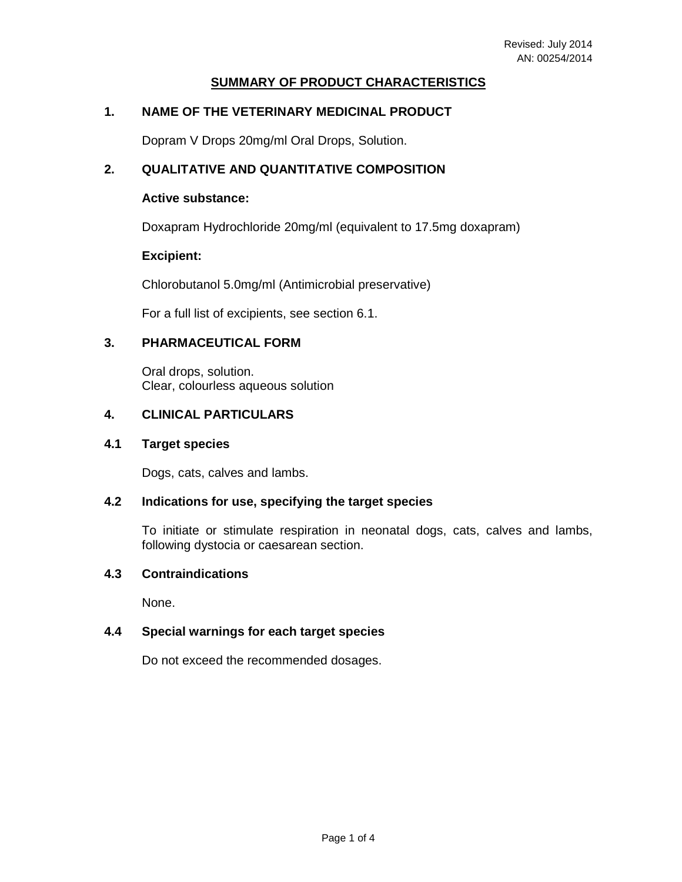Revised: July 2014
AN: 00254/2014

# SUMMARY OF PRODUCT CHARACTERISTICS

## 1. NAME OF THE VETERINARY MEDICINAL PRODUCT

Dopram V Drops 20mg/ml Oral Drops, Solution.

## 2. QUALITATIVE AND QUANTITATIVE COMPOSITION

**Active substance:**

Doxapram Hydrochloride 20mg/ml (equivalent to 17.5mg doxapram)

**Excipient:**

Chlorobutanol 5.0mg/ml (Antimicrobial preservative)

For a full list of excipients, see section 6.1.

## 3. PHARMACEUTICAL FORM

Oral drops, solution.
Clear, colourless aqueous solution

## 4. CLINICAL PARTICULARS

### 4.1 Target species

Dogs, cats, calves and lambs.

### 4.2 Indications for use, specifying the target species

To initiate or stimulate respiration in neonatal dogs, cats, calves and lambs, following dystocia or caesarean section.

### 4.3 Contraindications

None.

### 4.4 Special warnings for each target species

Do not exceed the recommended dosages.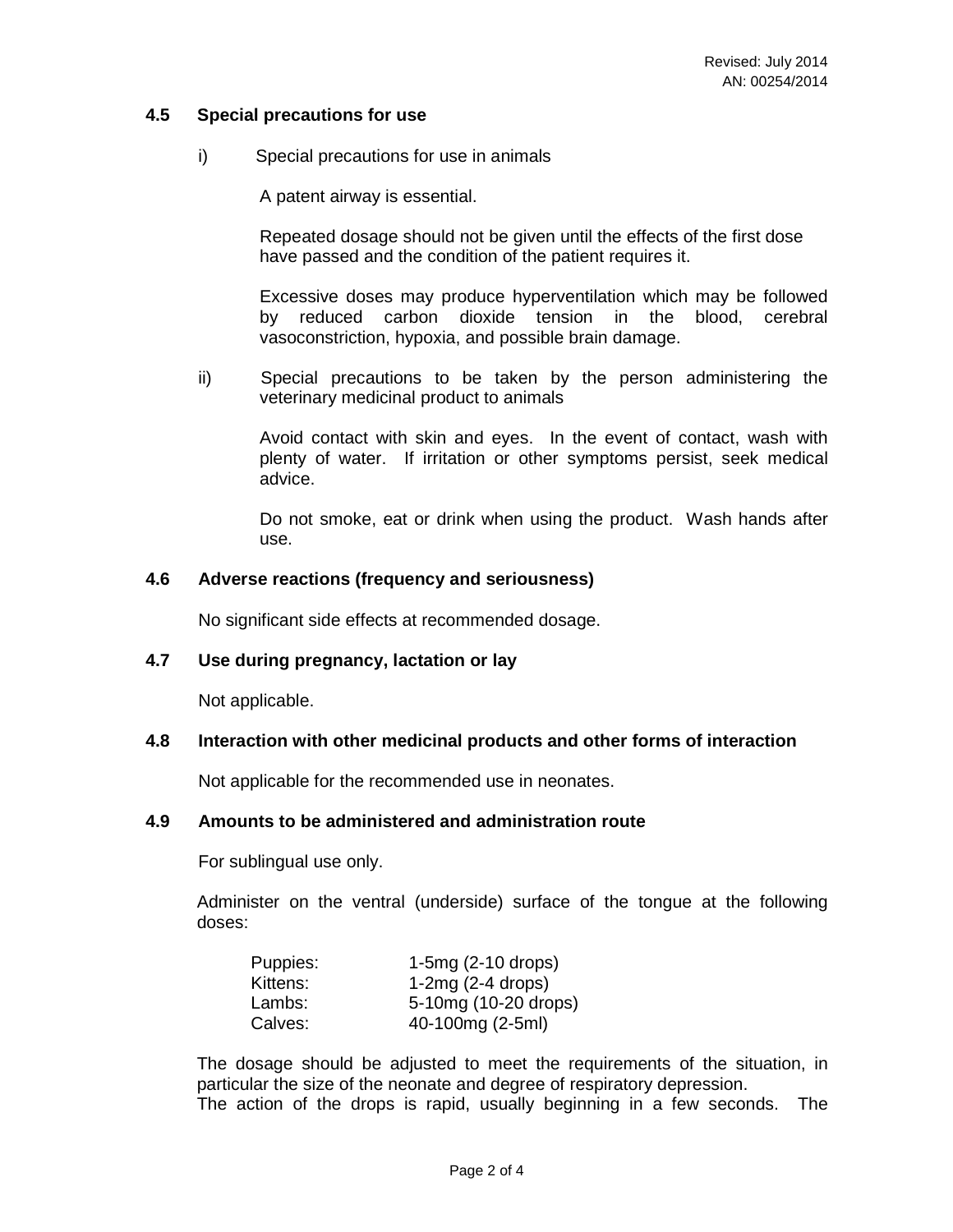### 4.5 Special precautions for use

i) Special precautions for use in animals

A patent airway is essential.

Repeated dosage should not be given until the effects of the first dose have passed and the condition of the patient requires it.

Excessive doses may produce hyperventilation which may be followed by reduced carbon dioxide tension in the blood, cerebral vasoconstriction, hypoxia, and possible brain damage.

ii) Special precautions to be taken by the person administering the veterinary medicinal product to animals

Avoid contact with skin and eyes. In the event of contact, wash with plenty of water. If irritation or other symptoms persist, seek medical advice.

Do not smoke, eat or drink when using the product. Wash hands after use.

### 4.6 Adverse reactions (frequency and seriousness)

No significant side effects at recommended dosage.

### 4.7 Use during pregnancy, lactation or lay

Not applicable.

### 4.8 Interaction with other medicinal products and other forms of interaction

Not applicable for the recommended use in neonates.

### 4.9 Amounts to be administered and administration route

For sublingual use only.

Administer on the ventral (underside) surface of the tongue at the following doses:

| | |
|---|---|
| Puppies: | 1-5mg (2-10 drops) |
| Kittens: | 1-2mg (2-4 drops) |
| Lambs: | 5-10mg (10-20 drops) |
| Calves: | 40-100mg (2-5ml) |

The dosage should be adjusted to meet the requirements of the situation, in particular the size of the neonate and degree of respiratory depression.
The action of the drops is rapid, usually beginning in a few seconds. The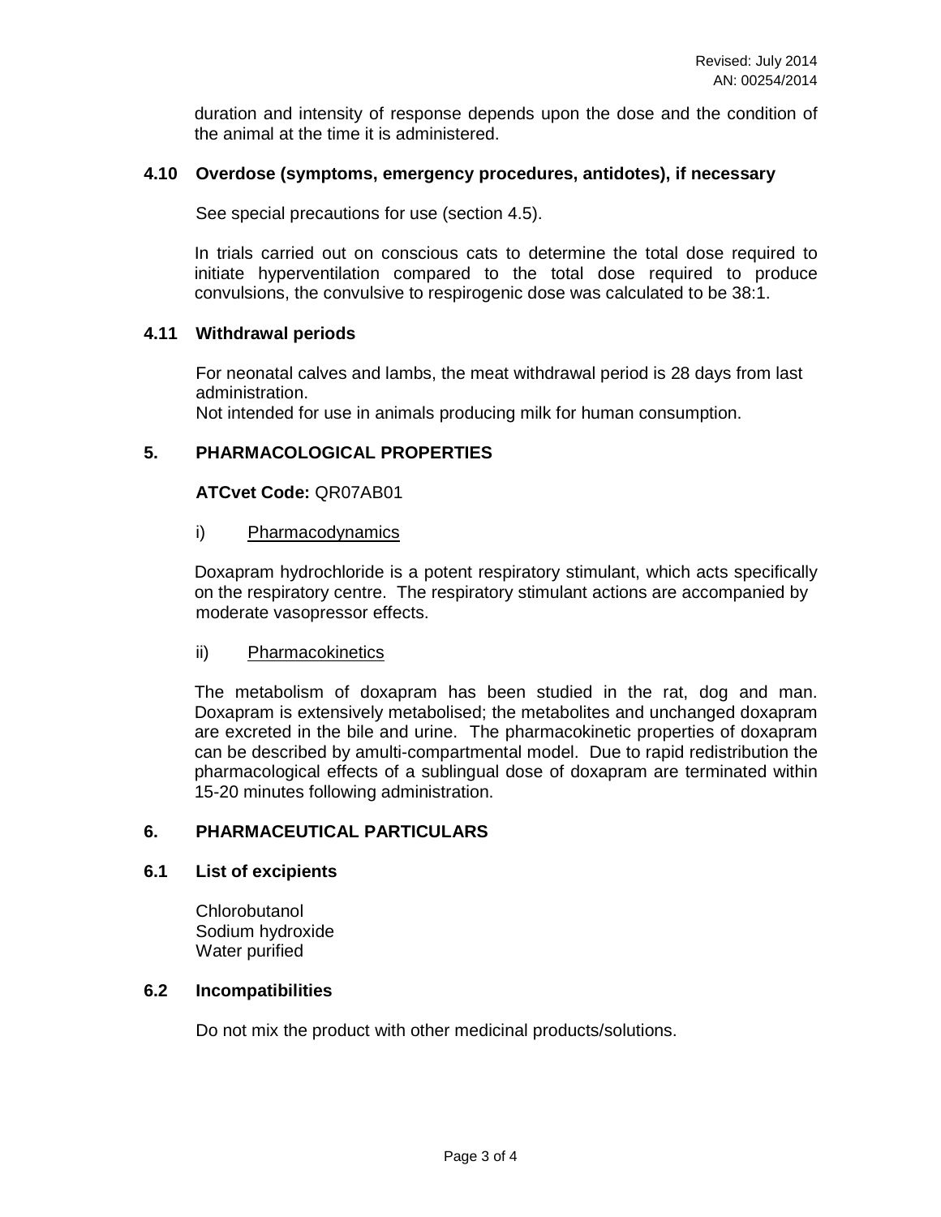duration and intensity of response depends upon the dose and the condition of the animal at the time it is administered.

### 4.10 Overdose (symptoms, emergency procedures, antidotes), if necessary

See special precautions for use (section 4.5).

In trials carried out on conscious cats to determine the total dose required to initiate hyperventilation compared to the total dose required to produce convulsions, the convulsive to respirogenic dose was calculated to be 38:1.

### 4.11 Withdrawal periods

For neonatal calves and lambs, the meat withdrawal period is 28 days from last administration.
Not intended for use in animals producing milk for human consumption.

## 5. PHARMACOLOGICAL PROPERTIES

**ATCvet Code:** QR07AB01

i) Pharmacodynamics

Doxapram hydrochloride is a potent respiratory stimulant, which acts specifically on the respiratory centre. The respiratory stimulant actions are accompanied by moderate vasopressor effects.

ii) Pharmacokinetics

The metabolism of doxapram has been studied in the rat, dog and man. Doxapram is extensively metabolised; the metabolites and unchanged doxapram are excreted in the bile and urine. The pharmacokinetic properties of doxapram can be described by amulti-compartmental model. Due to rapid redistribution the pharmacological effects of a sublingual dose of doxapram are terminated within 15-20 minutes following administration.

## 6. PHARMACEUTICAL PARTICULARS

### 6.1 List of excipients

Chlorobutanol
Sodium hydroxide
Water purified

### 6.2 Incompatibilities

Do not mix the product with other medicinal products/solutions.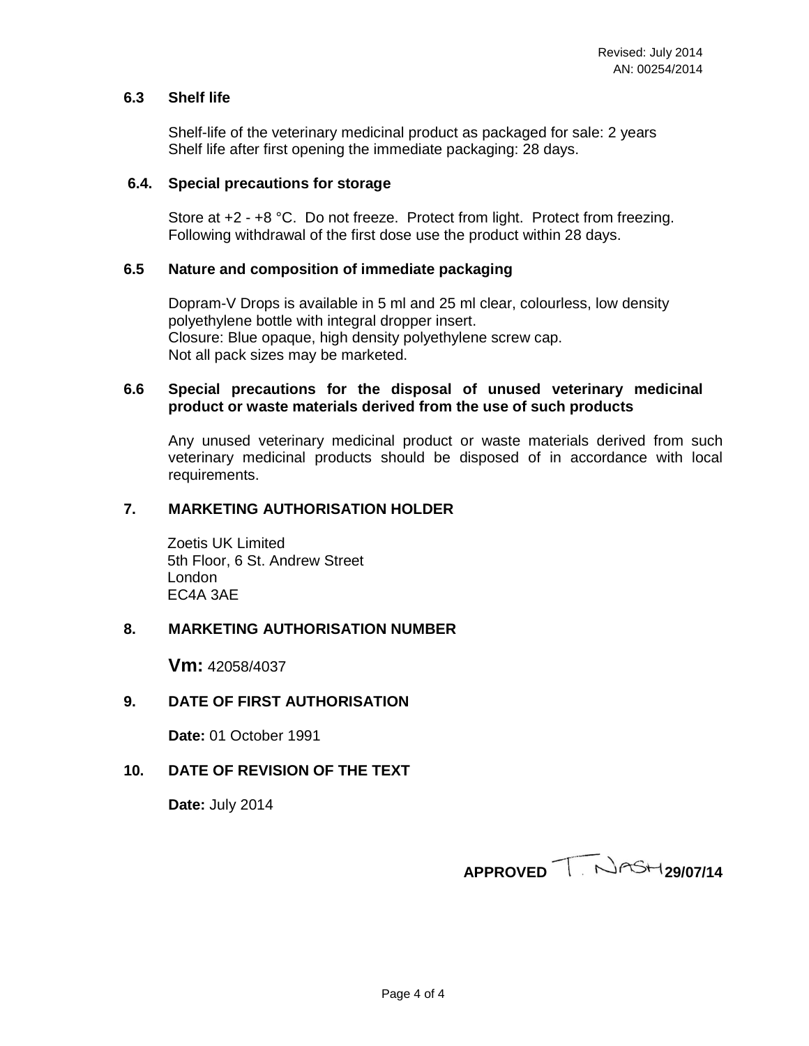Revised: July 2014
AN: 00254/2014

### 6.3 Shelf life

Shelf-life of the veterinary medicinal product as packaged for sale: 2 years
Shelf life after first opening the immediate packaging: 28 days.

### 6.4. Special precautions for storage

Store at +2 - +8 °C. Do not freeze. Protect from light. Protect from freezing.
Following withdrawal of the first dose use the product within 28 days.

### 6.5 Nature and composition of immediate packaging

Dopram-V Drops is available in 5 ml and 25 ml clear, colourless, low density polyethylene bottle with integral dropper insert.
Closure: Blue opaque, high density polyethylene screw cap.
Not all pack sizes may be marketed.

### 6.6 Special precautions for the disposal of unused veterinary medicinal product or waste materials derived from the use of such products

Any unused veterinary medicinal product or waste materials derived from such veterinary medicinal products should be disposed of in accordance with local requirements.

## 7. MARKETING AUTHORISATION HOLDER

Zoetis UK Limited
5th Floor, 6 St. Andrew Street
London
EC4A 3AE

## 8. MARKETING AUTHORISATION NUMBER

**Vm:** 42058/4037

## 9. DATE OF FIRST AUTHORISATION

**Date:** 01 October 1991

## 10. DATE OF REVISION OF THE TEXT

**Date:** July 2014

**APPROVED** T. NASH **29/07/14**